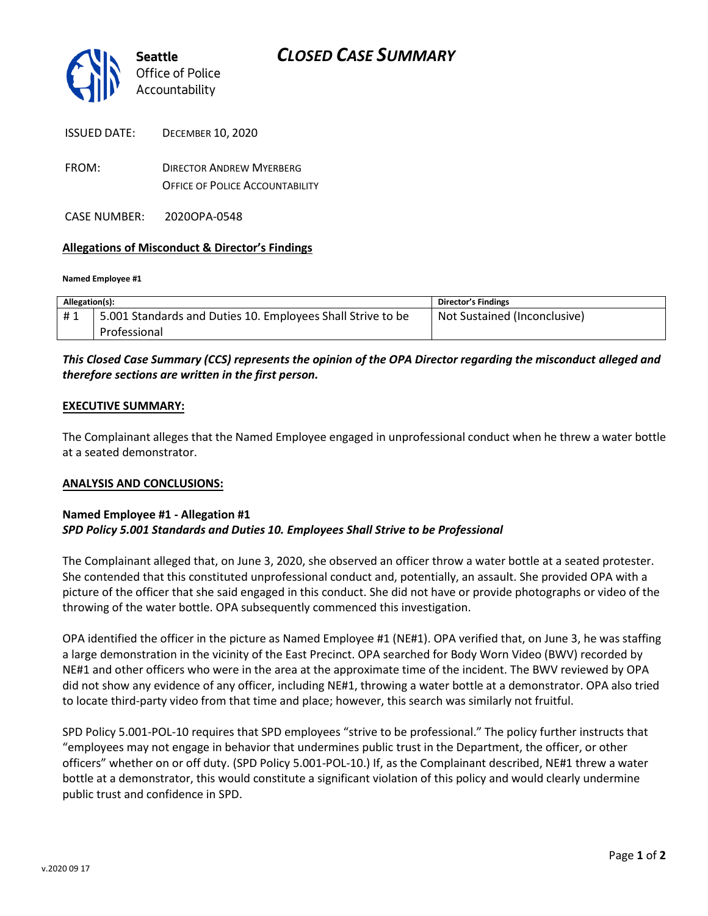Seattle
Office of Police
Accountability

# CLOSED CASE SUMMARY

ISSUED DATE: DECEMBER 10, 2020

FROM: DIRECTOR ANDREW MYERBERG
OFFICE OF POLICE ACCOUNTABILITY

CASE NUMBER: 2020OPA-0548

## Allegations of Misconduct & Director's Findings

**Named Employee #1**

| Allegation(s): | | Director's Findings |
|---|---|---|
| # 1 | 5.001 Standards and Duties 10. Employees Shall Strive to be Professional | Not Sustained (Inconclusive) |

***This Closed Case Summary (CCS) represents the opinion of the OPA Director regarding the misconduct alleged and therefore sections are written in the first person.***

### EXECUTIVE SUMMARY:

The Complainant alleges that the Named Employee engaged in unprofessional conduct when he threw a water bottle at a seated demonstrator.

### ANALYSIS AND CONCLUSIONS:

**Named Employee #1 - Allegation #1**
***SPD Policy 5.001 Standards and Duties 10. Employees Shall Strive to be Professional***

The Complainant alleged that, on June 3, 2020, she observed an officer throw a water bottle at a seated protester. She contended that this constituted unprofessional conduct and, potentially, an assault. She provided OPA with a picture of the officer that she said engaged in this conduct. She did not have or provide photographs or video of the throwing of the water bottle. OPA subsequently commenced this investigation.

OPA identified the officer in the picture as Named Employee #1 (NE#1). OPA verified that, on June 3, he was staffing a large demonstration in the vicinity of the East Precinct. OPA searched for Body Worn Video (BWV) recorded by NE#1 and other officers who were in the area at the approximate time of the incident. The BWV reviewed by OPA did not show any evidence of any officer, including NE#1, throwing a water bottle at a demonstrator. OPA also tried to locate third-party video from that time and place; however, this search was similarly not fruitful.

SPD Policy 5.001-POL-10 requires that SPD employees "strive to be professional." The policy further instructs that "employees may not engage in behavior that undermines public trust in the Department, the officer, or other officers" whether on or off duty. (SPD Policy 5.001-POL-10.) If, as the Complainant described, NE#1 threw a water bottle at a demonstrator, this would constitute a significant violation of this policy and would clearly undermine public trust and confidence in SPD.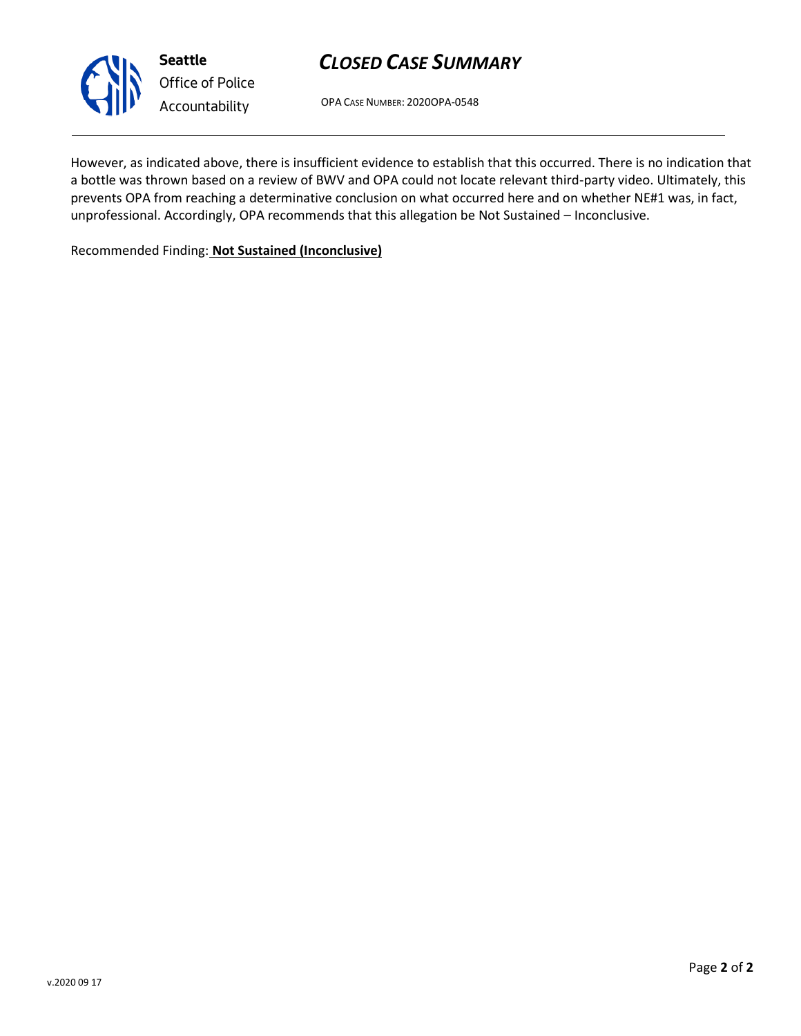However, as indicated above, there is insufficient evidence to establish that this occurred. There is no indication that a bottle was thrown based on a review of BWV and OPA could not locate relevant third-party video. Ultimately, this prevents OPA from reaching a determinative conclusion on what occurred here and on whether NE#1 was, in fact, unprofessional. Accordingly, OPA recommends that this allegation be Not Sustained – Inconclusive.

Recommended Finding: **Not Sustained (Inconclusive)**